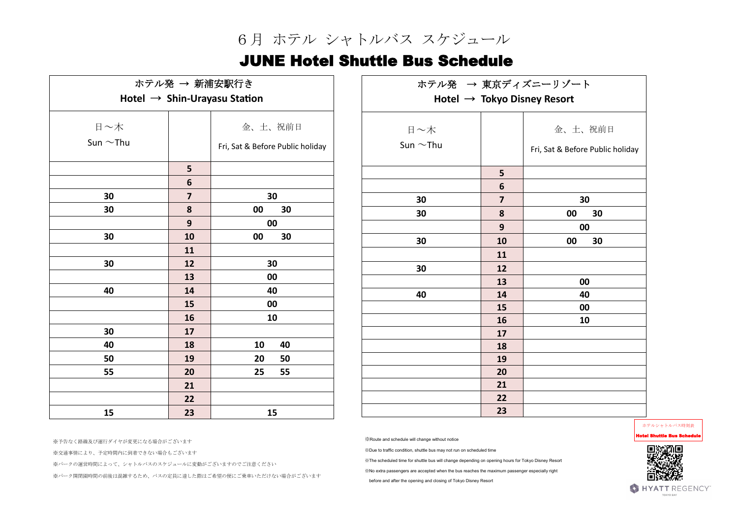# ６月 ホテル シャトルバス スケジュール

# JUNE Hotel Shuttle Bus Schedule

## ホテル発 → 新浦安駅行き
## Hotel → Shin-Urayasu Station

| 日～木<br>Sun ～Thu | | 金、土、祝前日<br>Fri, Sat & Before Public holiday |
|---|---|---|
| | 5 | |
| | 6 | |
| 30 | 7 | 30 |
| 30 | 8 | 00 30 |
| | 9 | 00 |
| 30 | 10 | 00 30 |
| | 11 | |
| 30 | 12 | 30 |
| | 13 | 00 |
| 40 | 14 | 40 |
| | 15 | 00 |
| | 16 | 10 |
| 30 | 17 | |
| 40 | 18 | 10 40 |
| 50 | 19 | 20 50 |
| 55 | 20 | 25 55 |
| | 21 | |
| | 22 | |
| 15 | 23 | 15 |

## ホテル発 → 東京ディズニーリゾート
## Hotel → Tokyo Disney Resort

| 日～木<br>Sun ～Thu | | 金、土、祝前日<br>Fri, Sat & Before Public holiday |
|---|---|---|
| | 5 | |
| | 6 | |
| 30 | 7 | 30 |
| 30 | 8 | 00 30 |
| | 9 | 00 |
| 30 | 10 | 00 30 |
| | 11 | |
| 30 | 12 | |
| | 13 | 00 |
| 40 | 14 | 40 |
| | 15 | 00 |
| | 16 | 10 |
| | 17 | |
| | 18 | |
| | 19 | |
| | 20 | |
| | 21 | |
| | 22 | |
| | 23 | |

※予告なく路線及び運行ダイヤが変更になる場合がございます

※交通事情により、予定時間内に到着できない場合もございます

※パークの運営時間によって、シャトルバスのスケジュールに変動がございますのでご注意ください

※パーク開閉園時間の前後は混雑するため、バスの定員に達した際はご希望の便にご乗車いただけない場合がございます

※Route and schedule will change without notice

※Due to traffic condition, shuttle bus may not run on scheduled time

※The scheduled time for shuttle bus will change depending on opening hours for Tokyo Disney Resort

※No extra passengers are accepted when the bus reaches the maximum passenger especially right before and after the opening and closing of Tokyo Disney Resort

ホテルシャトルバス時刻表

Hotel Shuttle Bus Schedule

HYATT REGENCY TOKYO BAY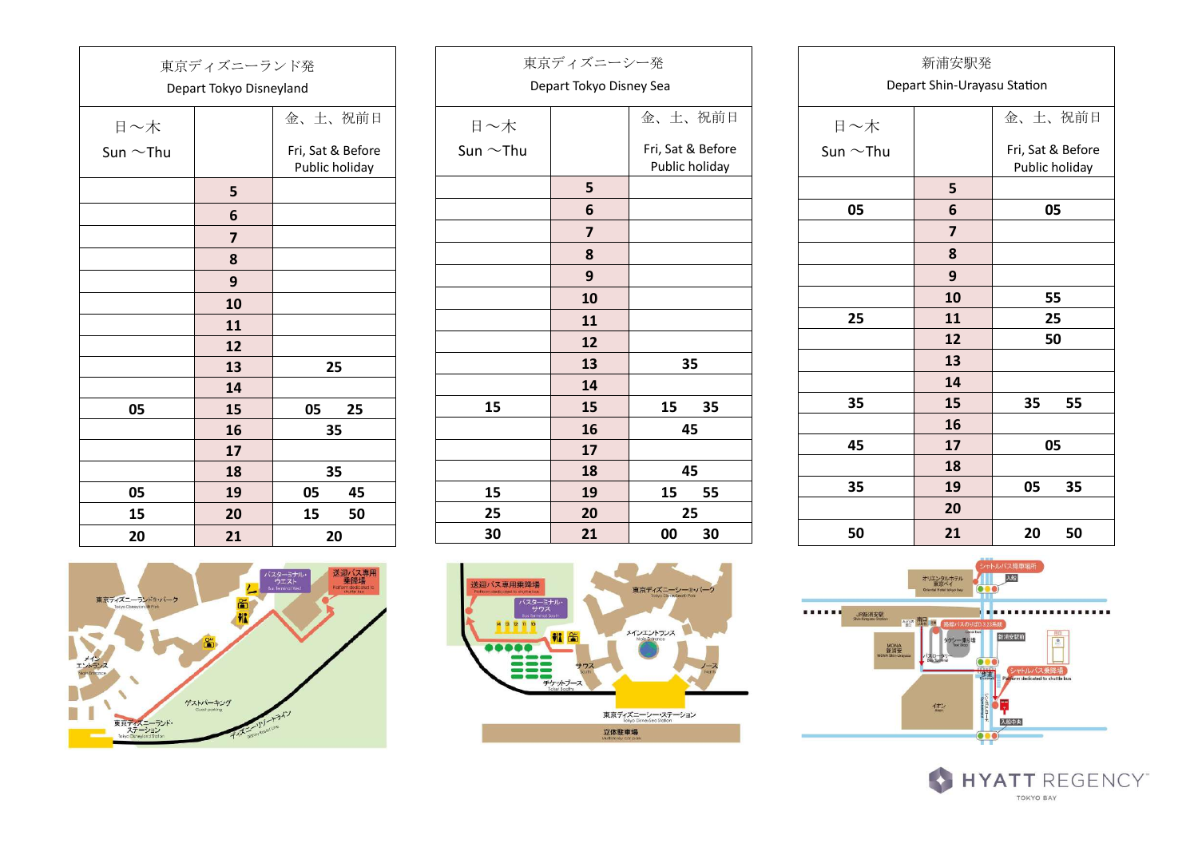| 東京ディズニーランド発 Depart Tokyo Disneyland | | |
|---|---|---|
| 日～木 Sun ～Thu | | 金、土、祝前日 Fri, Sat & Before Public holiday |
| | 5 | |
| | 6 | |
| | 7 | |
| | 8 | |
| | 9 | |
| | 10 | |
| | 11 | |
| | 12 | |
| | 13 | 25 |
| | 14 | |
| 05 | 15 | 05　25 |
| | 16 | 35 |
| | 17 | |
| | 18 | 35 |
| 05 | 19 | 05　45 |
| 15 | 20 | 15　50 |
| 20 | 21 | 20 |

| 東京ディズニーシー発 Depart Tokyo Disney Sea | | |
|---|---|---|
| 日～木 Sun ～Thu | | 金、土、祝前日 Fri, Sat & Before Public holiday |
| | 5 | |
| | 6 | |
| | 7 | |
| | 8 | |
| | 9 | |
| | 10 | |
| | 11 | |
| | 12 | |
| | 13 | 35 |
| | 14 | |
| 15 | 15 | 15　35 |
| | 16 | 45 |
| | 17 | |
| | 18 | 45 |
| 15 | 19 | 15　55 |
| 25 | 20 | 25 |
| 30 | 21 | 00　30 |

| 新浦安駅発 Depart Shin-Urayasu Station | | |
|---|---|---|
| 日～木 Sun ～Thu | | 金、土、祝前日 Fri, Sat & Before Public holiday |
| | 5 | |
| 05 | 6 | 05 |
| | 7 | |
| | 8 | |
| | 9 | |
| | 10 | 55 |
| 25 | 11 | 25 |
| | 12 | 50 |
| | 13 | |
| | 14 | |
| 35 | 15 | 35　55 |
| | 16 | |
| 45 | 17 | 05 |
| | 18 | |
| 35 | 19 | 05　35 |
| | 20 | |
| 50 | 21 | 20　50 |

HYATT REGENCY
TOKYO BAY